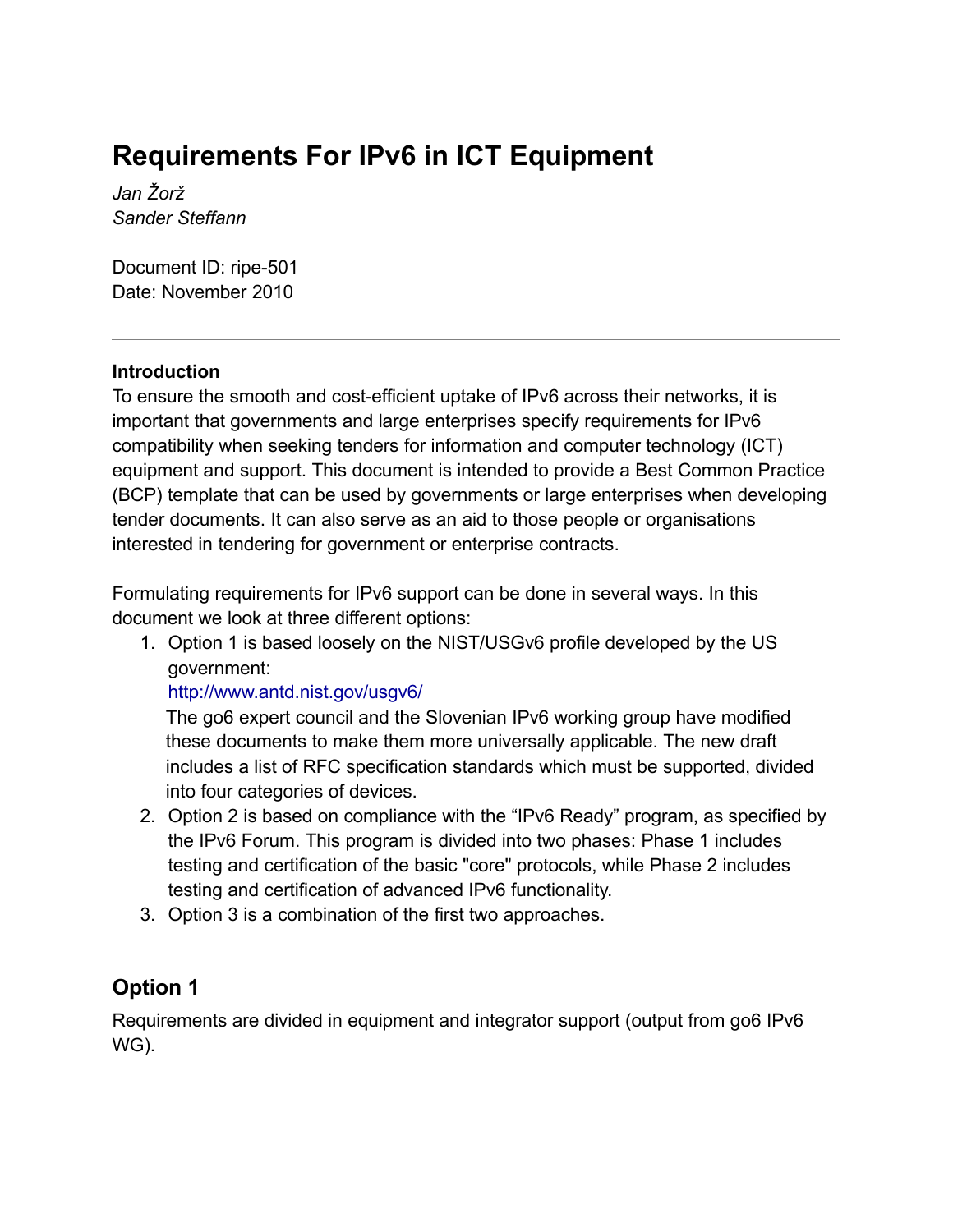# Requirements For IPv6 in ICT Equipment

*Jan Žorž*
*Sander Steffann*

Document ID: ripe-501
Date: November 2010

---

**Introduction**
To ensure the smooth and cost-efficient uptake of IPv6 across their networks, it is important that governments and large enterprises specify requirements for IPv6 compatibility when seeking tenders for information and computer technology (ICT) equipment and support. This document is intended to provide a Best Common Practice (BCP) template that can be used by governments or large enterprises when developing tender documents. It can also serve as an aid to those people or organisations interested in tendering for government or enterprise contracts.

Formulating requirements for IPv6 support can be done in several ways. In this document we look at three different options:

1. Option 1 is based loosely on the NIST/USGv6 profile developed by the US government:
   [http://www.antd.nist.gov/usgv6/](http://www.antd.nist.gov/usgv6/)
   The go6 expert council and the Slovenian IPv6 working group have modified these documents to make them more universally applicable. The new draft includes a list of RFC specification standards which must be supported, divided into four categories of devices.
2. Option 2 is based on compliance with the "IPv6 Ready" program, as specified by the IPv6 Forum. This program is divided into two phases: Phase 1 includes testing and certification of the basic "core" protocols, while Phase 2 includes testing and certification of advanced IPv6 functionality.
3. Option 3 is a combination of the first two approaches.

## Option 1

Requirements are divided in equipment and integrator support (output from go6 IPv6 WG).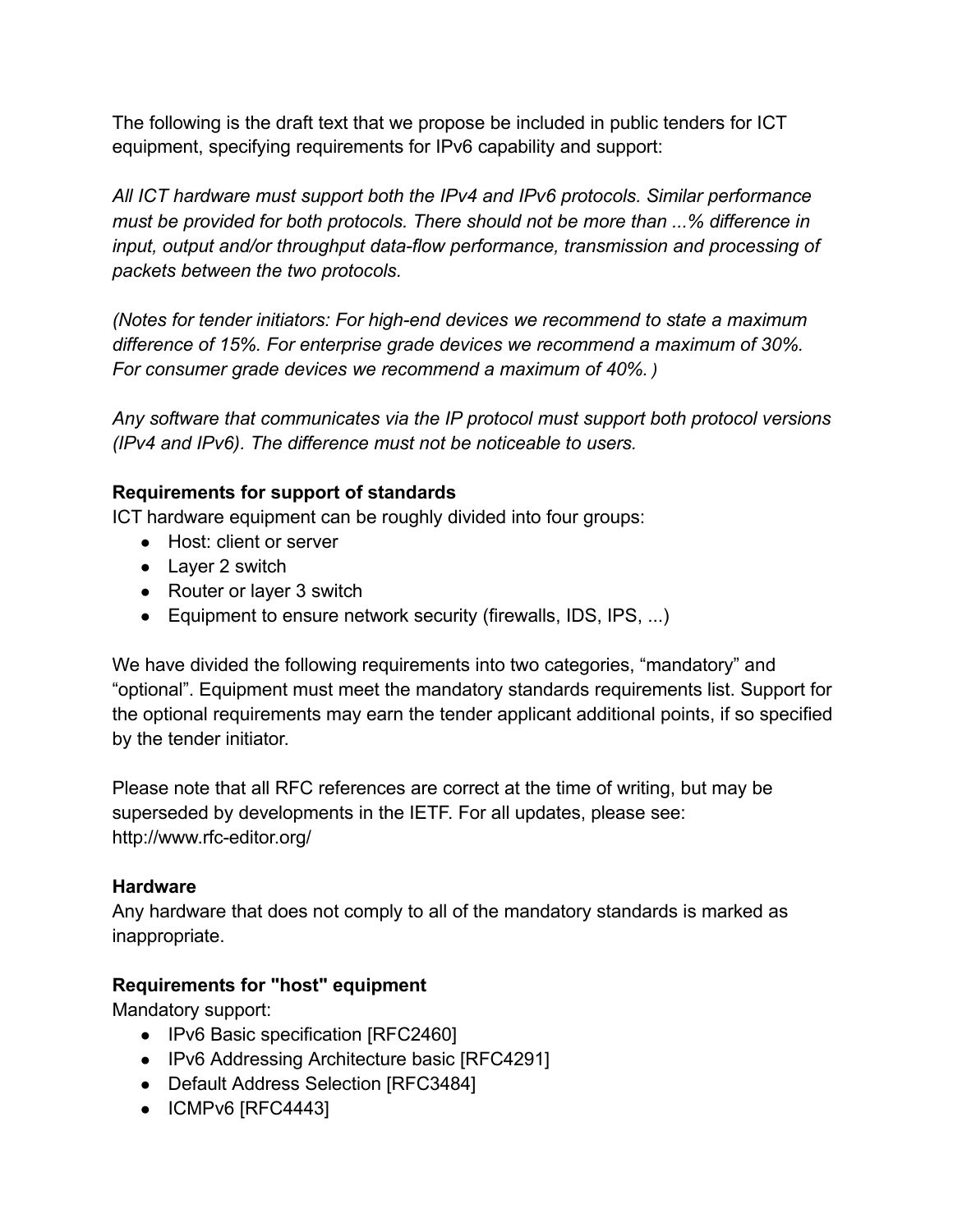The following is the draft text that we propose be included in public tenders for ICT equipment, specifying requirements for IPv6 capability and support:

*All ICT hardware must support both the IPv4 and IPv6 protocols. Similar performance must be provided for both protocols. There should not be more than ...% difference in input, output and/or throughput data-flow performance, transmission and processing of packets between the two protocols.*

*(Notes for tender initiators: For high-end devices we recommend to state a maximum difference of 15%. For enterprise grade devices we recommend a maximum of 30%. For consumer grade devices we recommend a maximum of 40%.)*

*Any software that communicates via the IP protocol must support both protocol versions (IPv4 and IPv6). The difference must not be noticeable to users.*

**Requirements for support of standards**

ICT hardware equipment can be roughly divided into four groups:

- Host: client or server
- Layer 2 switch
- Router or layer 3 switch
- Equipment to ensure network security (firewalls, IDS, IPS, ...)

We have divided the following requirements into two categories, "mandatory" and "optional". Equipment must meet the mandatory standards requirements list. Support for the optional requirements may earn the tender applicant additional points, if so specified by the tender initiator.

Please note that all RFC references are correct at the time of writing, but may be superseded by developments in the IETF. For all updates, please see: http://www.rfc-editor.org/

**Hardware**

Any hardware that does not comply to all of the mandatory standards is marked as inappropriate.

**Requirements for "host" equipment**

Mandatory support:

- IPv6 Basic specification [RFC2460]
- IPv6 Addressing Architecture basic [RFC4291]
- Default Address Selection [RFC3484]
- ICMPv6 [RFC4443]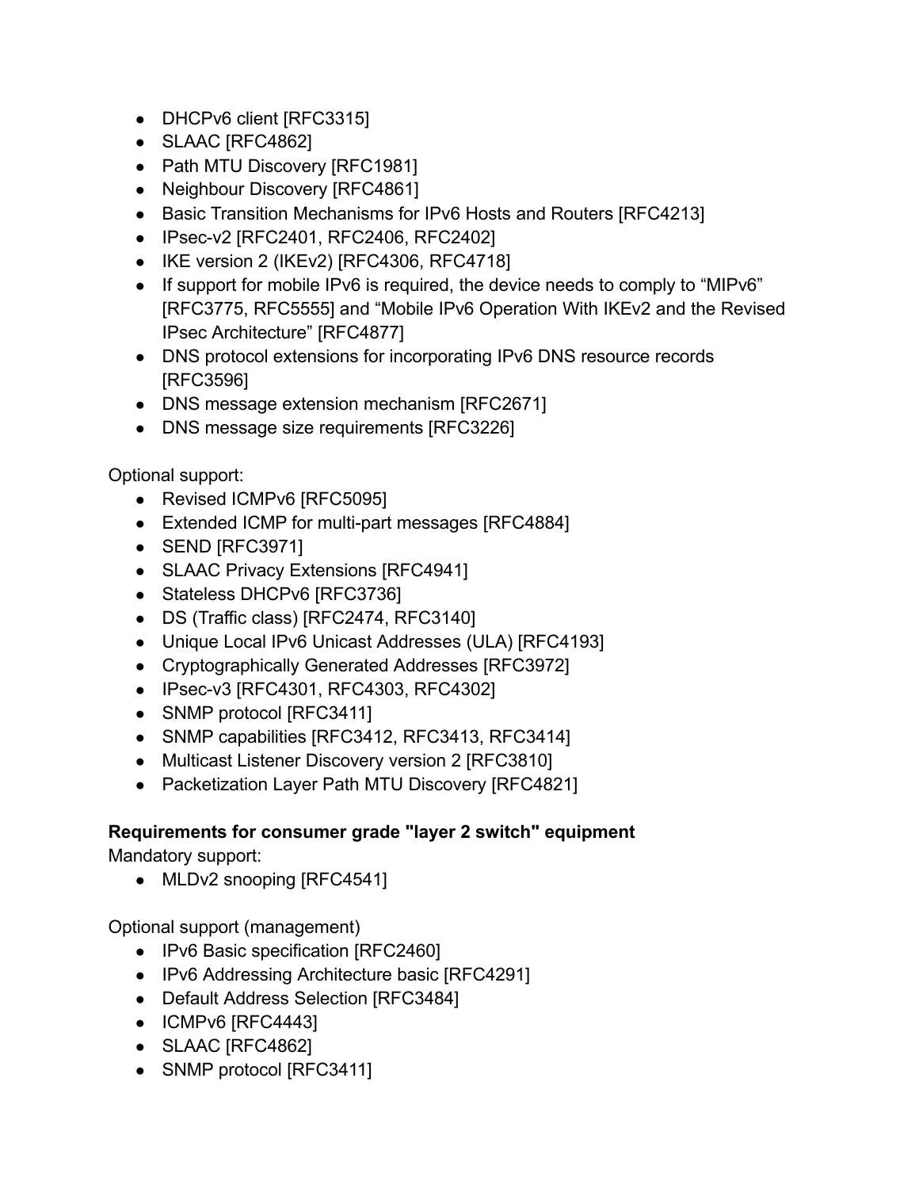- DHCPv6 client [RFC3315]
- SLAAC [RFC4862]
- Path MTU Discovery [RFC1981]
- Neighbour Discovery [RFC4861]
- Basic Transition Mechanisms for IPv6 Hosts and Routers [RFC4213]
- IPsec-v2 [RFC2401, RFC2406, RFC2402]
- IKE version 2 (IKEv2) [RFC4306, RFC4718]
- If support for mobile IPv6 is required, the device needs to comply to “MIPv6” [RFC3775, RFC5555] and “Mobile IPv6 Operation With IKEv2 and the Revised IPsec Architecture” [RFC4877]
- DNS protocol extensions for incorporating IPv6 DNS resource records [RFC3596]
- DNS message extension mechanism [RFC2671]
- DNS message size requirements [RFC3226]

Optional support:

- Revised ICMPv6 [RFC5095]
- Extended ICMP for multi-part messages [RFC4884]
- SEND [RFC3971]
- SLAAC Privacy Extensions [RFC4941]
- Stateless DHCPv6 [RFC3736]
- DS (Traffic class) [RFC2474, RFC3140]
- Unique Local IPv6 Unicast Addresses (ULA) [RFC4193]
- Cryptographically Generated Addresses [RFC3972]
- IPsec-v3 [RFC4301, RFC4303, RFC4302]
- SNMP protocol [RFC3411]
- SNMP capabilities [RFC3412, RFC3413, RFC3414]
- Multicast Listener Discovery version 2 [RFC3810]
- Packetization Layer Path MTU Discovery [RFC4821]

**Requirements for consumer grade "layer 2 switch" equipment**

Mandatory support:

- MLDv2 snooping [RFC4541]

Optional support (management)

- IPv6 Basic specification [RFC2460]
- IPv6 Addressing Architecture basic [RFC4291]
- Default Address Selection [RFC3484]
- ICMPv6 [RFC4443]
- SLAAC [RFC4862]
- SNMP protocol [RFC3411]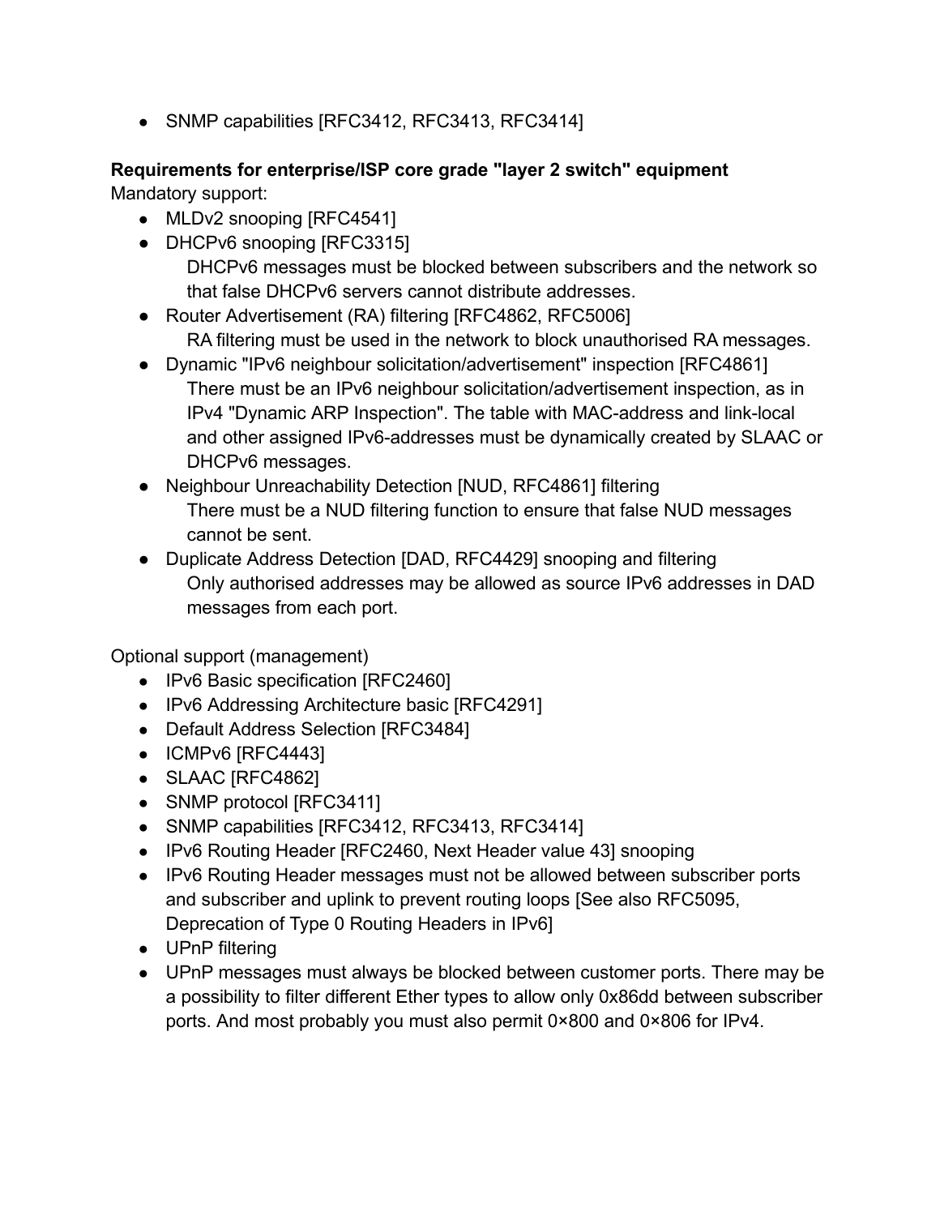- SNMP capabilities [RFC3412, RFC3413, RFC3414]

**Requirements for enterprise/ISP core grade "layer 2 switch" equipment**
Mandatory support:

- MLDv2 snooping [RFC4541]
- DHCPv6 snooping [RFC3315]
  DHCPv6 messages must be blocked between subscribers and the network so that false DHCPv6 servers cannot distribute addresses.
- Router Advertisement (RA) filtering [RFC4862, RFC5006]
  RA filtering must be used in the network to block unauthorised RA messages.
- Dynamic "IPv6 neighbour solicitation/advertisement" inspection [RFC4861]
  There must be an IPv6 neighbour solicitation/advertisement inspection, as in IPv4 "Dynamic ARP Inspection". The table with MAC-address and link-local and other assigned IPv6-addresses must be dynamically created by SLAAC or DHCPv6 messages.
- Neighbour Unreachability Detection [NUD, RFC4861] filtering
  There must be a NUD filtering function to ensure that false NUD messages cannot be sent.
- Duplicate Address Detection [DAD, RFC4429] snooping and filtering
  Only authorised addresses may be allowed as source IPv6 addresses in DAD messages from each port.

Optional support (management)

- IPv6 Basic specification [RFC2460]
- IPv6 Addressing Architecture basic [RFC4291]
- Default Address Selection [RFC3484]
- ICMPv6 [RFC4443]
- SLAAC [RFC4862]
- SNMP protocol [RFC3411]
- SNMP capabilities [RFC3412, RFC3413, RFC3414]
- IPv6 Routing Header [RFC2460, Next Header value 43] snooping
- IPv6 Routing Header messages must not be allowed between subscriber ports and subscriber and uplink to prevent routing loops [See also RFC5095, Deprecation of Type 0 Routing Headers in IPv6]
- UPnP filtering
- UPnP messages must always be blocked between customer ports. There may be a possibility to filter different Ether types to allow only 0x86dd between subscriber ports. And most probably you must also permit 0×800 and 0×806 for IPv4.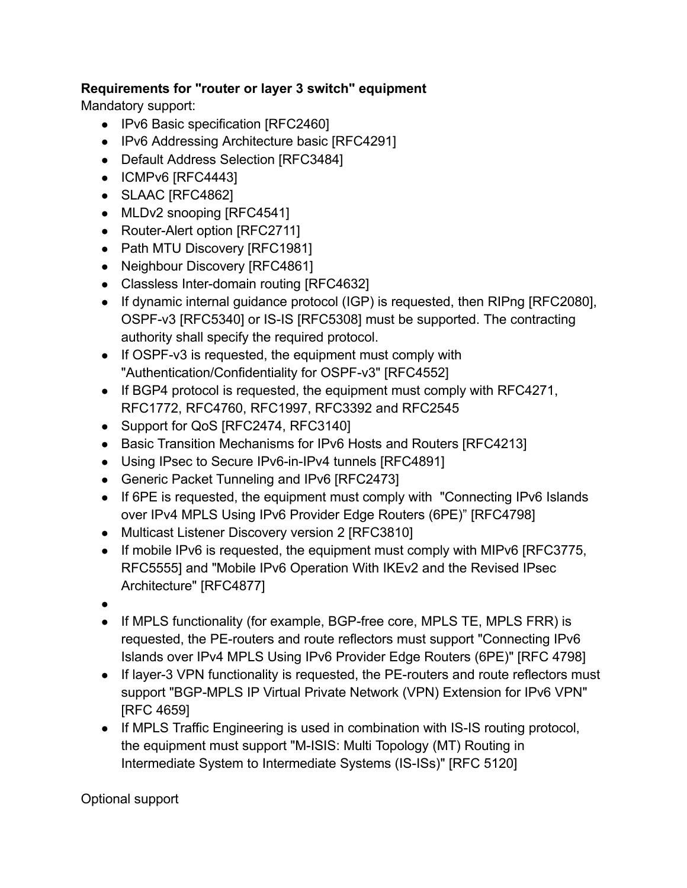**Requirements for "router or layer 3 switch" equipment**

Mandatory support:

- IPv6 Basic specification [RFC2460]
- IPv6 Addressing Architecture basic [RFC4291]
- Default Address Selection [RFC3484]
- ICMPv6 [RFC4443]
- SLAAC [RFC4862]
- MLDv2 snooping [RFC4541]
- Router-Alert option [RFC2711]
- Path MTU Discovery [RFC1981]
- Neighbour Discovery [RFC4861]
- Classless Inter-domain routing [RFC4632]
- If dynamic internal guidance protocol (IGP) is requested, then RIPng [RFC2080], OSPF-v3 [RFC5340] or IS-IS [RFC5308] must be supported. The contracting authority shall specify the required protocol.
- If OSPF-v3 is requested, the equipment must comply with "Authentication/Confidentiality for OSPF-v3" [RFC4552]
- If BGP4 protocol is requested, the equipment must comply with RFC4271, RFC1772, RFC4760, RFC1997, RFC3392 and RFC2545
- Support for QoS [RFC2474, RFC3140]
- Basic Transition Mechanisms for IPv6 Hosts and Routers [RFC4213]
- Using IPsec to Secure IPv6-in-IPv4 tunnels [RFC4891]
- Generic Packet Tunneling and IPv6 [RFC2473]
- If 6PE is requested, the equipment must comply with "Connecting IPv6 Islands over IPv4 MPLS Using IPv6 Provider Edge Routers (6PE)" [RFC4798]
- Multicast Listener Discovery version 2 [RFC3810]
- If mobile IPv6 is requested, the equipment must comply with MIPv6 [RFC3775, RFC5555] and "Mobile IPv6 Operation With IKEv2 and the Revised IPsec Architecture" [RFC4877]
- 
- If MPLS functionality (for example, BGP-free core, MPLS TE, MPLS FRR) is requested, the PE-routers and route reflectors must support "Connecting IPv6 Islands over IPv4 MPLS Using IPv6 Provider Edge Routers (6PE)" [RFC 4798]
- If layer-3 VPN functionality is requested, the PE-routers and route reflectors must support "BGP-MPLS IP Virtual Private Network (VPN) Extension for IPv6 VPN" [RFC 4659]
- If MPLS Traffic Engineering is used in combination with IS-IS routing protocol, the equipment must support "M-ISIS: Multi Topology (MT) Routing in Intermediate System to Intermediate Systems (IS-ISs)" [RFC 5120]

Optional support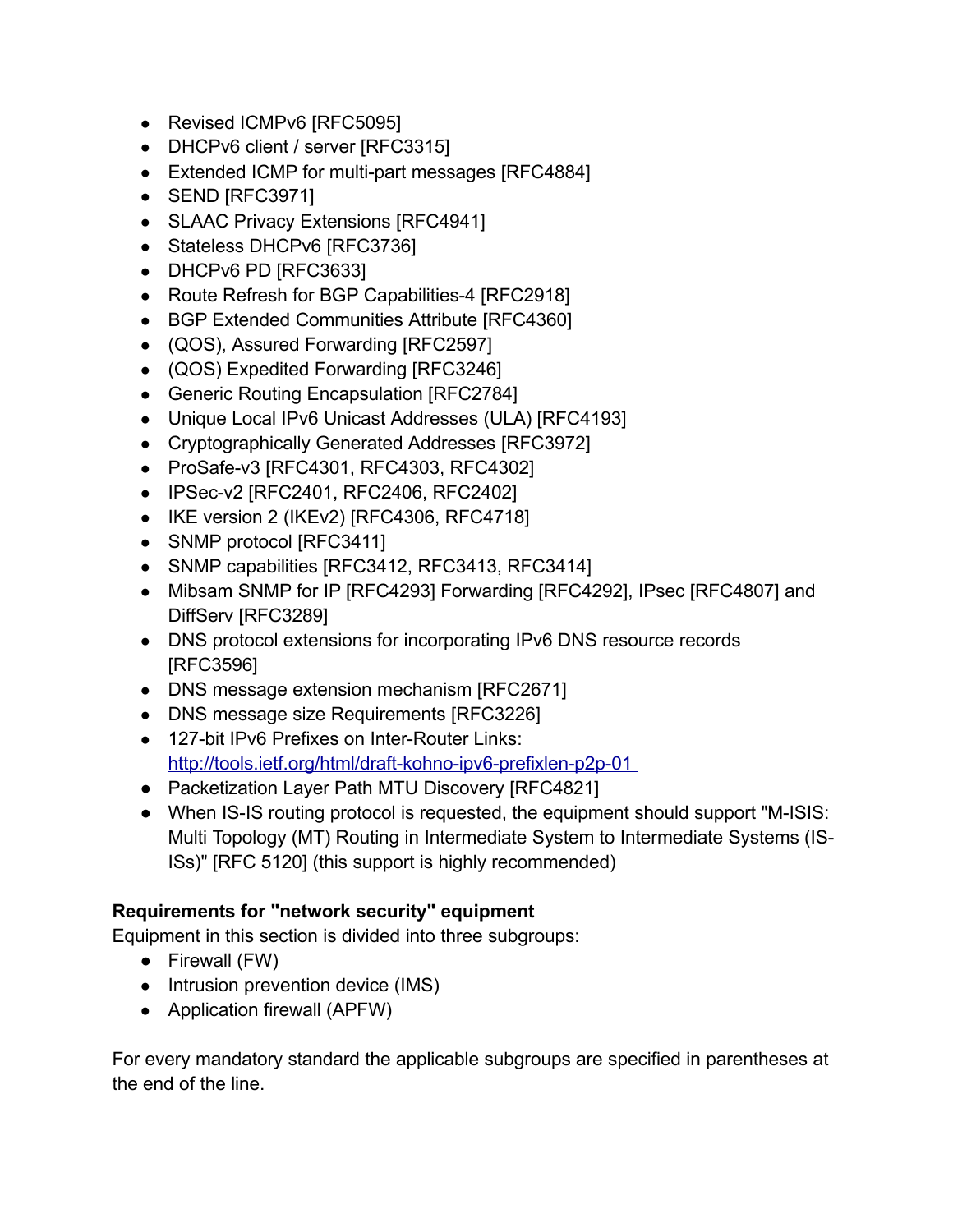- Revised ICMPv6 [RFC5095]
- DHCPv6 client / server [RFC3315]
- Extended ICMP for multi-part messages [RFC4884]
- SEND [RFC3971]
- SLAAC Privacy Extensions [RFC4941]
- Stateless DHCPv6 [RFC3736]
- DHCPv6 PD [RFC3633]
- Route Refresh for BGP Capabilities-4 [RFC2918]
- BGP Extended Communities Attribute [RFC4360]
- (QOS), Assured Forwarding [RFC2597]
- (QOS) Expedited Forwarding [RFC3246]
- Generic Routing Encapsulation [RFC2784]
- Unique Local IPv6 Unicast Addresses (ULA) [RFC4193]
- Cryptographically Generated Addresses [RFC3972]
- ProSafe-v3 [RFC4301, RFC4303, RFC4302]
- IPSec-v2 [RFC2401, RFC2406, RFC2402]
- IKE version 2 (IKEv2) [RFC4306, RFC4718]
- SNMP protocol [RFC3411]
- SNMP capabilities [RFC3412, RFC3413, RFC3414]
- Mibsam SNMP for IP [RFC4293] Forwarding [RFC4292], IPsec [RFC4807] and DiffServ [RFC3289]
- DNS protocol extensions for incorporating IPv6 DNS resource records [RFC3596]
- DNS message extension mechanism [RFC2671]
- DNS message size Requirements [RFC3226]
- 127-bit IPv6 Prefixes on Inter-Router Links: [http://tools.ietf.org/html/draft-kohno-ipv6-prefixlen-p2p-01](http://tools.ietf.org/html/draft-kohno-ipv6-prefixlen-p2p-01)
- Packetization Layer Path MTU Discovery [RFC4821]
- When IS-IS routing protocol is requested, the equipment should support "M-ISIS: Multi Topology (MT) Routing in Intermediate System to Intermediate Systems (IS-ISs)" [RFC 5120] (this support is highly recommended)

**Requirements for "network security" equipment**
Equipment in this section is divided into three subgroups:

- Firewall (FW)
- Intrusion prevention device (IMS)
- Application firewall (APFW)

For every mandatory standard the applicable subgroups are specified in parentheses at the end of the line.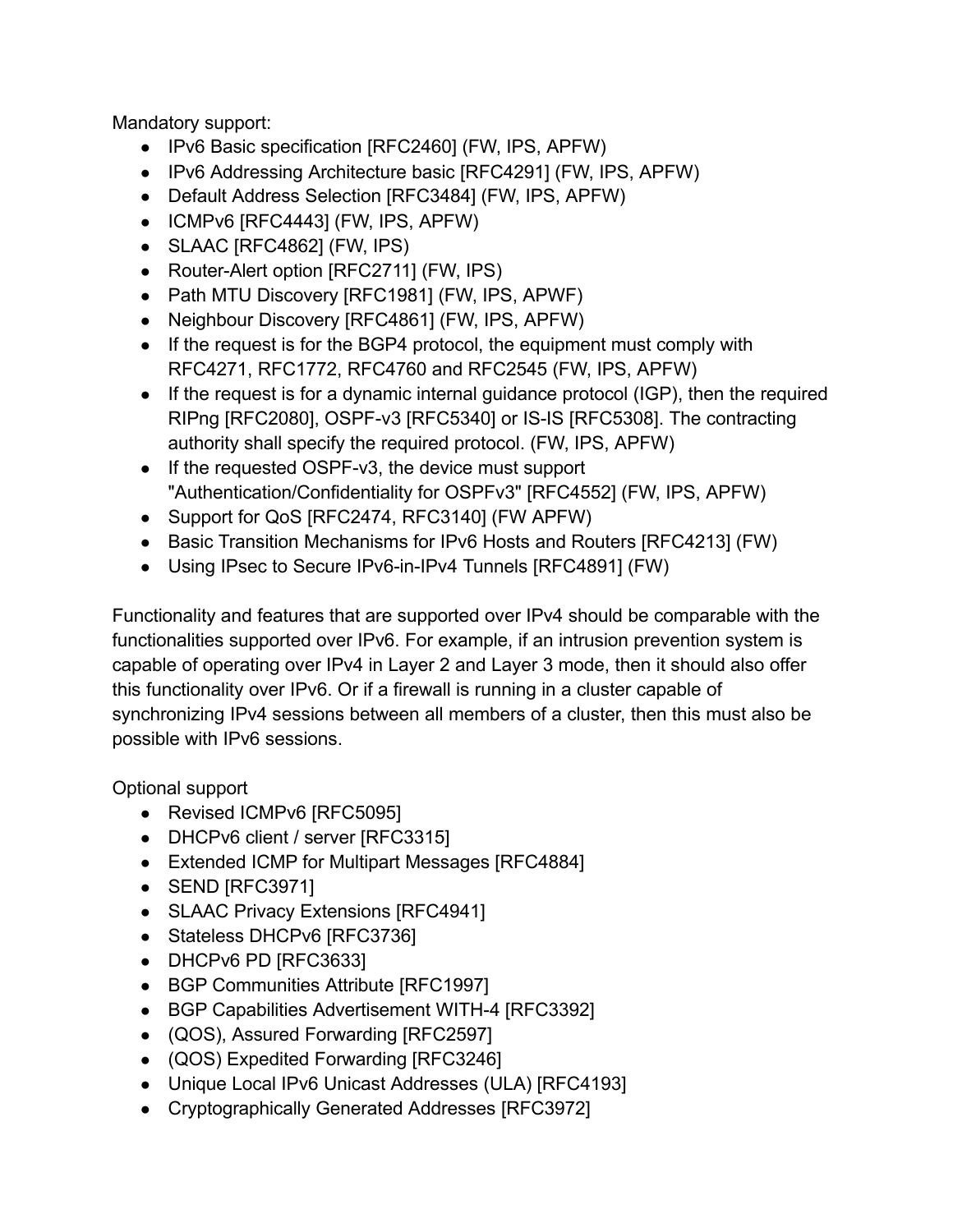Mandatory support:

- IPv6 Basic specification [RFC2460] (FW, IPS, APFW)
- IPv6 Addressing Architecture basic [RFC4291] (FW, IPS, APFW)
- Default Address Selection [RFC3484] (FW, IPS, APFW)
- ICMPv6 [RFC4443] (FW, IPS, APFW)
- SLAAC [RFC4862] (FW, IPS)
- Router-Alert option [RFC2711] (FW, IPS)
- Path MTU Discovery [RFC1981] (FW, IPS, APWF)
- Neighbour Discovery [RFC4861] (FW, IPS, APFW)
- If the request is for the BGP4 protocol, the equipment must comply with RFC4271, RFC1772, RFC4760 and RFC2545 (FW, IPS, APFW)
- If the request is for a dynamic internal guidance protocol (IGP), then the required RIPng [RFC2080], OSPF-v3 [RFC5340] or IS-IS [RFC5308]. The contracting authority shall specify the required protocol. (FW, IPS, APFW)
- If the requested OSPF-v3, the device must support "Authentication/Confidentiality for OSPFv3" [RFC4552] (FW, IPS, APFW)
- Support for QoS [RFC2474, RFC3140] (FW APFW)
- Basic Transition Mechanisms for IPv6 Hosts and Routers [RFC4213] (FW)
- Using IPsec to Secure IPv6-in-IPv4 Tunnels [RFC4891] (FW)

Functionality and features that are supported over IPv4 should be comparable with the functionalities supported over IPv6. For example, if an intrusion prevention system is capable of operating over IPv4 in Layer 2 and Layer 3 mode, then it should also offer this functionality over IPv6. Or if a firewall is running in a cluster capable of synchronizing IPv4 sessions between all members of a cluster, then this must also be possible with IPv6 sessions.

Optional support

- Revised ICMPv6 [RFC5095]
- DHCPv6 client / server [RFC3315]
- Extended ICMP for Multipart Messages [RFC4884]
- SEND [RFC3971]
- SLAAC Privacy Extensions [RFC4941]
- Stateless DHCPv6 [RFC3736]
- DHCPv6 PD [RFC3633]
- BGP Communities Attribute [RFC1997]
- BGP Capabilities Advertisement WITH-4 [RFC3392]
- (QOS), Assured Forwarding [RFC2597]
- (QOS) Expedited Forwarding [RFC3246]
- Unique Local IPv6 Unicast Addresses (ULA) [RFC4193]
- Cryptographically Generated Addresses [RFC3972]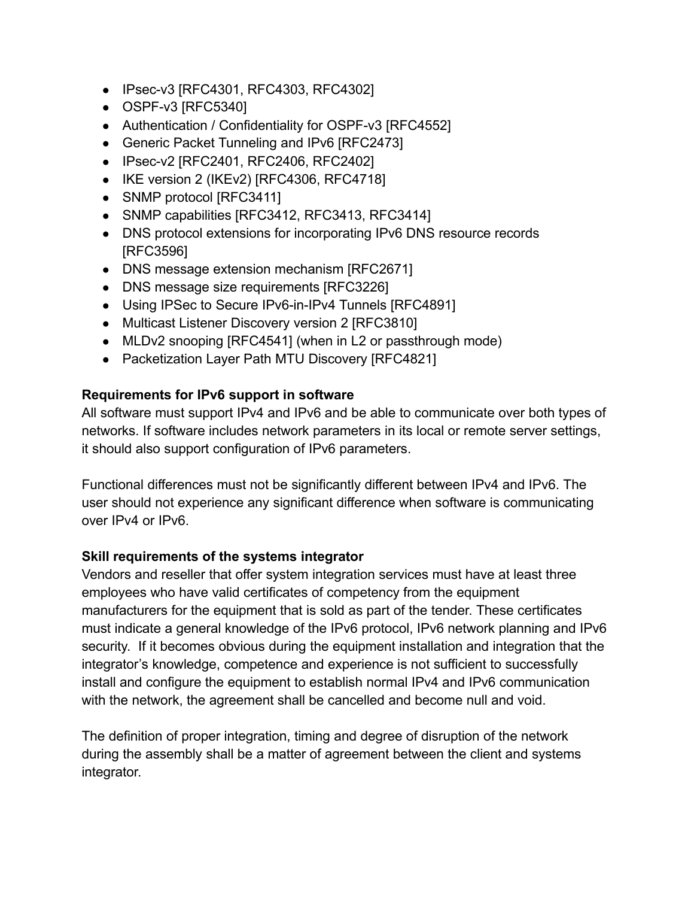- IPsec-v3 [RFC4301, RFC4303, RFC4302]
- OSPF-v3 [RFC5340]
- Authentication / Confidentiality for OSPF-v3 [RFC4552]
- Generic Packet Tunneling and IPv6 [RFC2473]
- IPsec-v2 [RFC2401, RFC2406, RFC2402]
- IKE version 2 (IKEv2) [RFC4306, RFC4718]
- SNMP protocol [RFC3411]
- SNMP capabilities [RFC3412, RFC3413, RFC3414]
- DNS protocol extensions for incorporating IPv6 DNS resource records [RFC3596]
- DNS message extension mechanism [RFC2671]
- DNS message size requirements [RFC3226]
- Using IPSec to Secure IPv6-in-IPv4 Tunnels [RFC4891]
- Multicast Listener Discovery version 2 [RFC3810]
- MLDv2 snooping [RFC4541] (when in L2 or passthrough mode)
- Packetization Layer Path MTU Discovery [RFC4821]

**Requirements for IPv6 support in software**

All software must support IPv4 and IPv6 and be able to communicate over both types of networks. If software includes network parameters in its local or remote server settings, it should also support configuration of IPv6 parameters.

Functional differences must not be significantly different between IPv4 and IPv6. The user should not experience any significant difference when software is communicating over IPv4 or IPv6.

**Skill requirements of the systems integrator**

Vendors and reseller that offer system integration services must have at least three employees who have valid certificates of competency from the equipment manufacturers for the equipment that is sold as part of the tender. These certificates must indicate a general knowledge of the IPv6 protocol, IPv6 network planning and IPv6 security. If it becomes obvious during the equipment installation and integration that the integrator's knowledge, competence and experience is not sufficient to successfully install and configure the equipment to establish normal IPv4 and IPv6 communication with the network, the agreement shall be cancelled and become null and void.

The definition of proper integration, timing and degree of disruption of the network during the assembly shall be a matter of agreement between the client and systems integrator.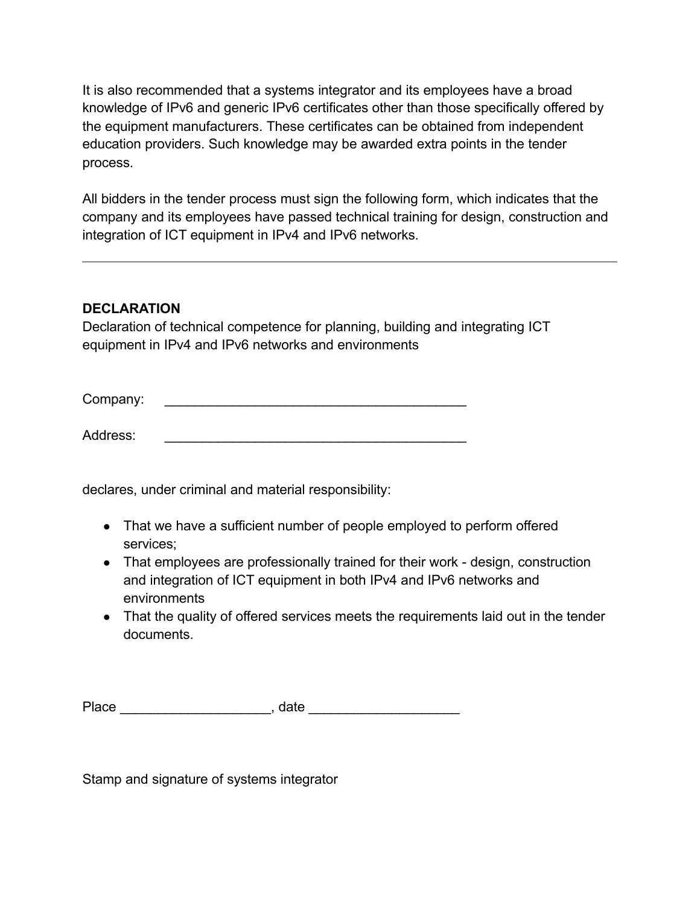It is also recommended that a systems integrator and its employees have a broad knowledge of IPv6 and generic IPv6 certificates other than those specifically offered by the equipment manufacturers. These certificates can be obtained from independent education providers. Such knowledge may be awarded extra points in the tender process.

All bidders in the tender process must sign the following form, which indicates that the company and its employees have passed technical training for design, construction and integration of ICT equipment in IPv4 and IPv6 networks.

---

**DECLARATION**

Declaration of technical competence for planning, building and integrating ICT equipment in IPv4 and IPv6 networks and environments

Company: ________________________________________

Address: ________________________________________

declares, under criminal and material responsibility:

- That we have a sufficient number of people employed to perform offered services;
- That employees are professionally trained for their work - design, construction and integration of ICT equipment in both IPv4 and IPv6 networks and environments
- That the quality of offered services meets the requirements laid out in the tender documents.

Place ____________________, date ____________________

Stamp and signature of systems integrator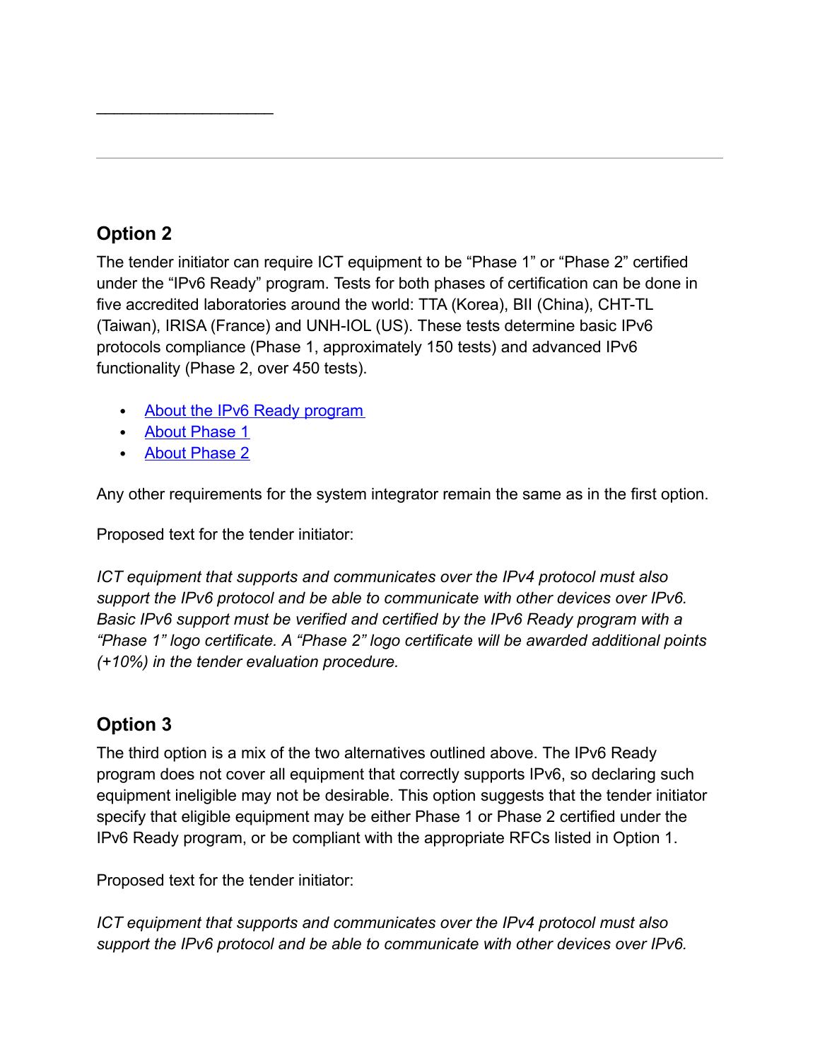## Option 2

The tender initiator can require ICT equipment to be “Phase 1” or “Phase 2” certified under the “IPv6 Ready” program. Tests for both phases of certification can be done in five accredited laboratories around the world: TTA (Korea), BII (China), CHT-TL (Taiwan), IRISA (France) and UNH-IOL (US). These tests determine basic IPv6 protocols compliance (Phase 1, approximately 150 tests) and advanced IPv6 functionality (Phase 2, over 450 tests).

- About the IPv6 Ready program
- About Phase 1
- About Phase 2

Any other requirements for the system integrator remain the same as in the first option.

Proposed text for the tender initiator:

*ICT equipment that supports and communicates over the IPv4 protocol must also support the IPv6 protocol and be able to communicate with other devices over IPv6. Basic IPv6 support must be verified and certified by the IPv6 Ready program with a “Phase 1” logo certificate. A “Phase 2” logo certificate will be awarded additional points (+10%) in the tender evaluation procedure.*

## Option 3

The third option is a mix of the two alternatives outlined above. The IPv6 Ready program does not cover all equipment that correctly supports IPv6, so declaring such equipment ineligible may not be desirable. This option suggests that the tender initiator specify that eligible equipment may be either Phase 1 or Phase 2 certified under the IPv6 Ready program, or be compliant with the appropriate RFCs listed in Option 1.

Proposed text for the tender initiator:

*ICT equipment that supports and communicates over the IPv4 protocol must also support the IPv6 protocol and be able to communicate with other devices over IPv6.*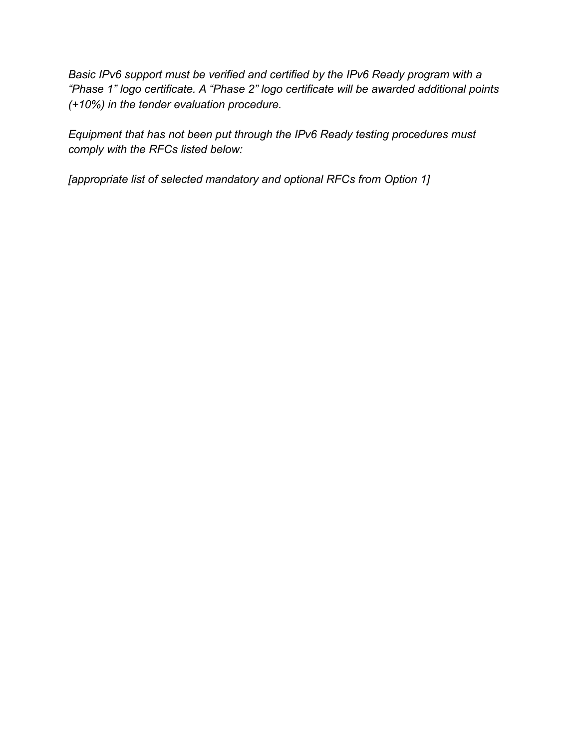*Basic IPv6 support must be verified and certified by the IPv6 Ready program with a “Phase 1” logo certificate. A “Phase 2” logo certificate will be awarded additional points (+10%) in the tender evaluation procedure.*

*Equipment that has not been put through the IPv6 Ready testing procedures must comply with the RFCs listed below:*

*[appropriate list of selected mandatory and optional RFCs from Option 1]*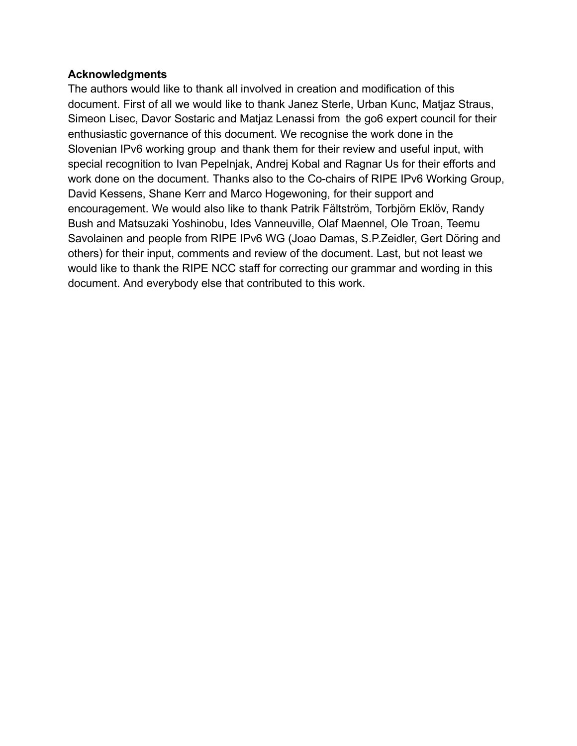**Acknowledgments**

The authors would like to thank all involved in creation and modification of this document. First of all we would like to thank Janez Sterle, Urban Kunc, Matjaz Straus, Simeon Lisec, Davor Sostaric and Matjaz Lenassi from the go6 expert council for their enthusiastic governance of this document. We recognise the work done in the Slovenian IPv6 working group and thank them for their review and useful input, with special recognition to Ivan Pepelnjak, Andrej Kobal and Ragnar Us for their efforts and work done on the document. Thanks also to the Co-chairs of RIPE IPv6 Working Group, David Kessens, Shane Kerr and Marco Hogewoning, for their support and encouragement. We would also like to thank Patrik Fältström, Torbjörn Eklöv, Randy Bush and Matsuzaki Yoshinobu, Ides Vanneuville, Olaf Maennel, Ole Troan, Teemu Savolainen and people from RIPE IPv6 WG (Joao Damas, S.P.Zeidler, Gert Döring and others) for their input, comments and review of the document. Last, but not least we would like to thank the RIPE NCC staff for correcting our grammar and wording in this document. And everybody else that contributed to this work.